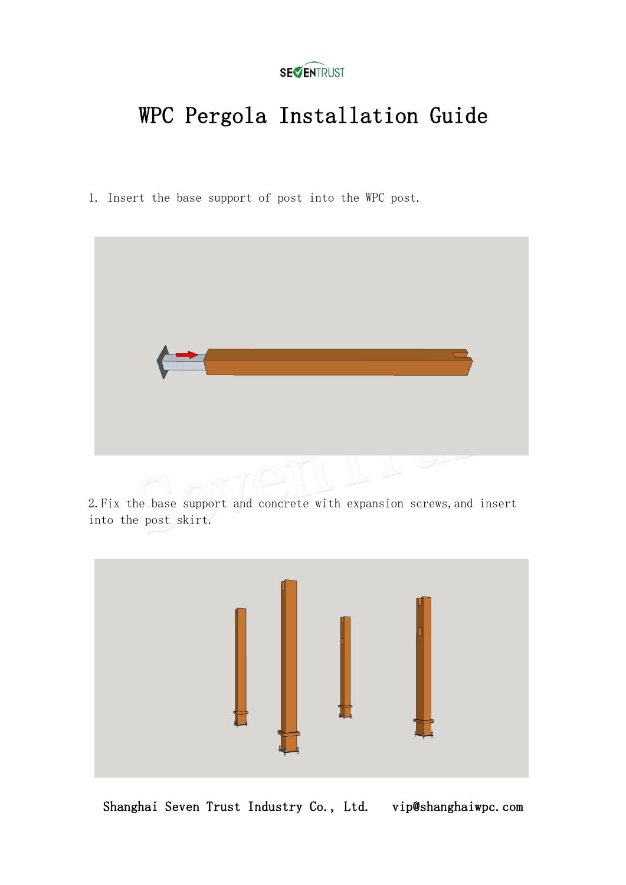SEVENTRUST

# WPC Pergola Installation Guide

1. Insert the base support of post into the WPC post.

2. Fix the base support and concrete with expansion screws, and insert into the post skirt.

Shanghai Seven Trust Industry Co., Ltd. vip@shanghaiwpc.com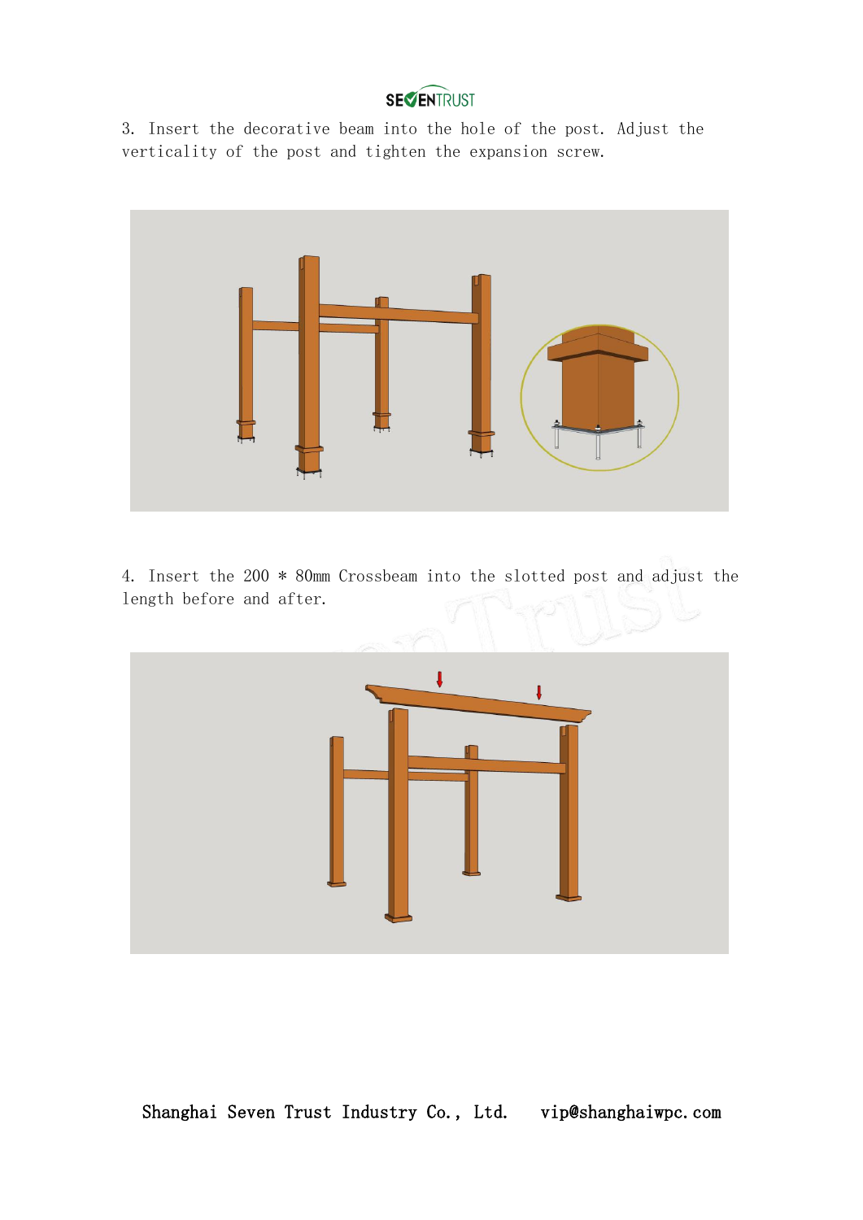3. Insert the decorative beam into the hole of the post. Adjust the verticality of the post and tighten the expansion screw.

4. Insert the 200 * 80mm Crossbeam into the slotted post and adjust the length before and after.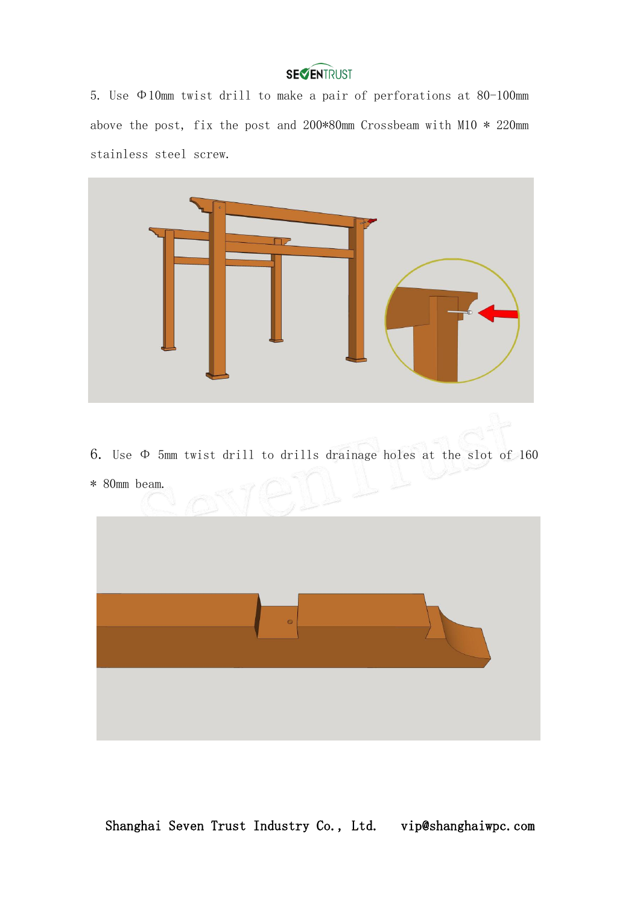5. Use Φ10mm twist drill to make a pair of perforations at 80-100mm above the post, fix the post and 200*80mm Crossbeam with M10 * 220mm stainless steel screw.

6. Use Φ 5mm twist drill to drills drainage holes at the slot of 160 * 80mm beam.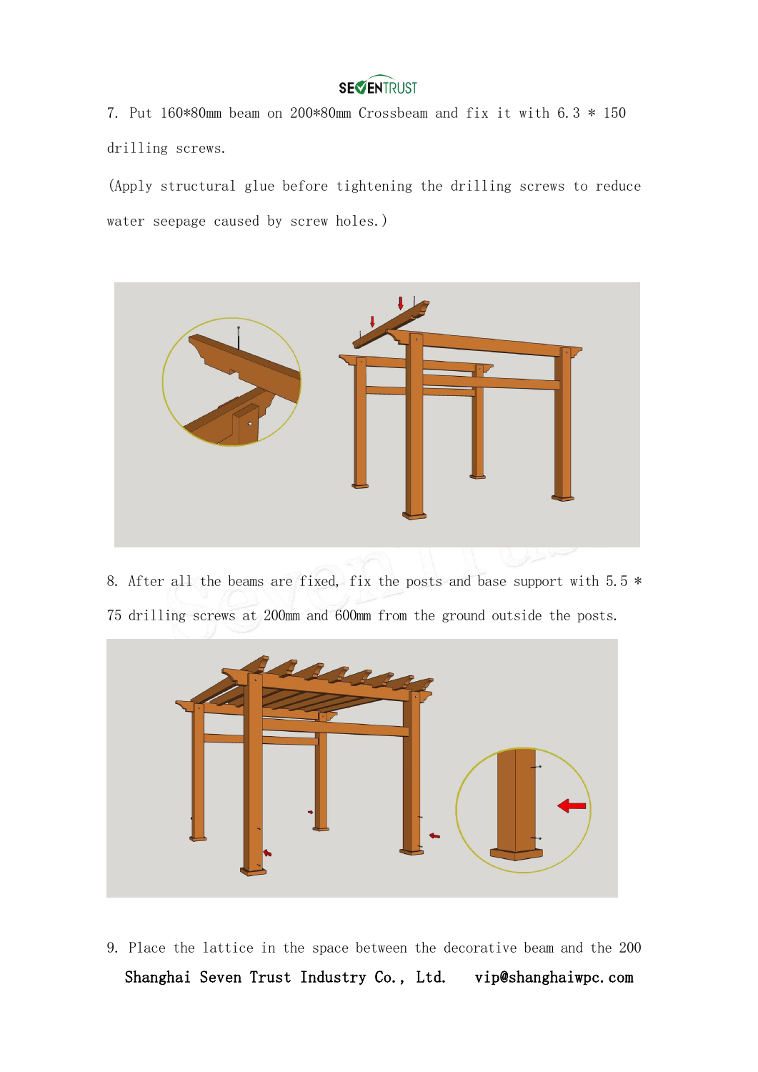7. Put 160*80mm beam on 200*80mm Crossbeam and fix it with 6.3 * 150 drilling screws.

(Apply structural glue before tightening the drilling screws to reduce water seepage caused by screw holes.)

8. After all the beams are fixed, fix the posts and base support with 5.5 * 75 drilling screws at 200mm and 600mm from the ground outside the posts.

9. Place the lattice in the space between the decorative beam and the 200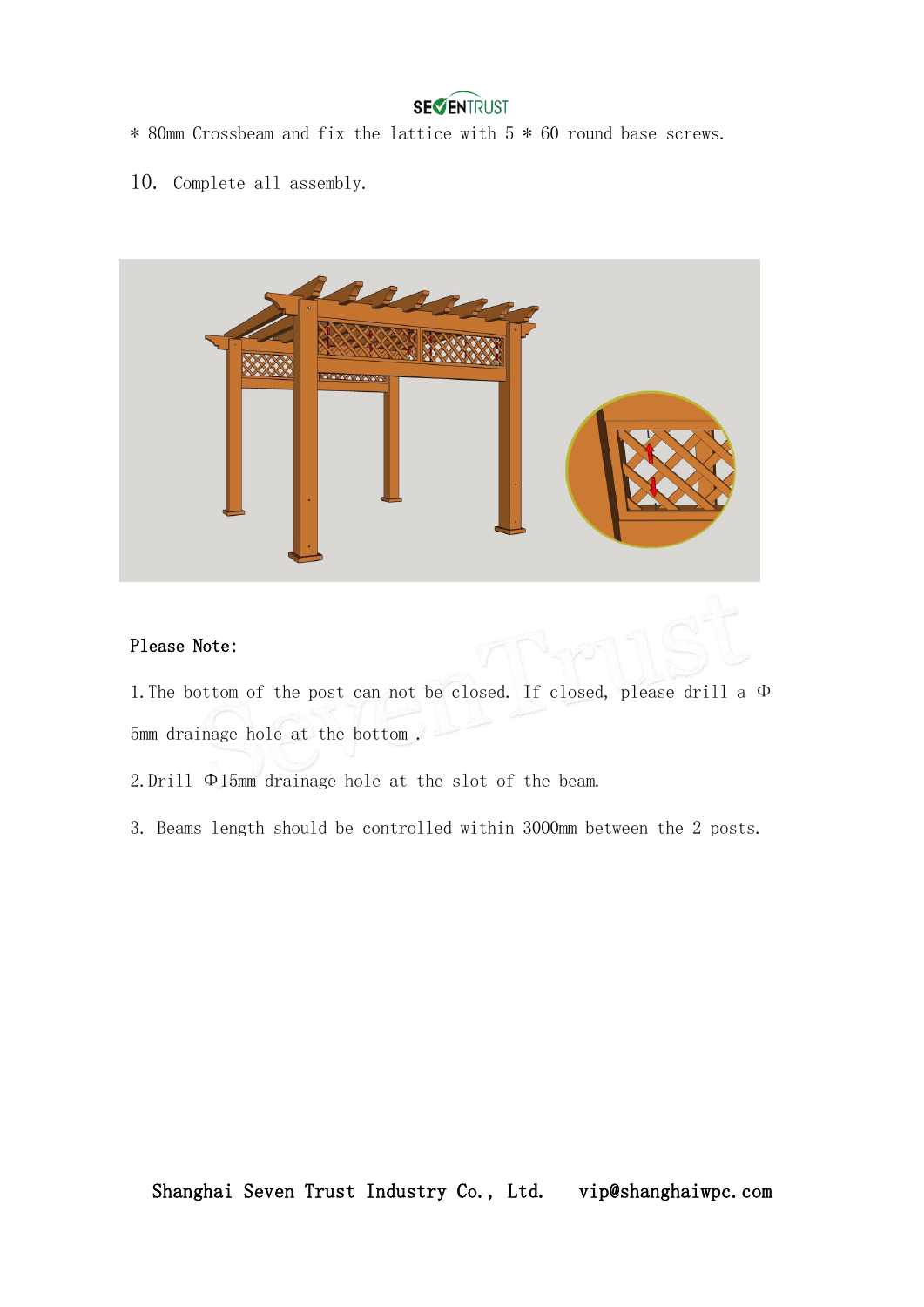* 80mm Crossbeam and fix the lattice with 5 * 60 round base screws.

10. Complete all assembly.

**Please Note:**

1. The bottom of the post can not be closed. If closed, please drill a Φ 5mm drainage hole at the bottom .

2. Drill Φ15mm drainage hole at the slot of the beam.

3. Beams length should be controlled within 3000mm between the 2 posts.